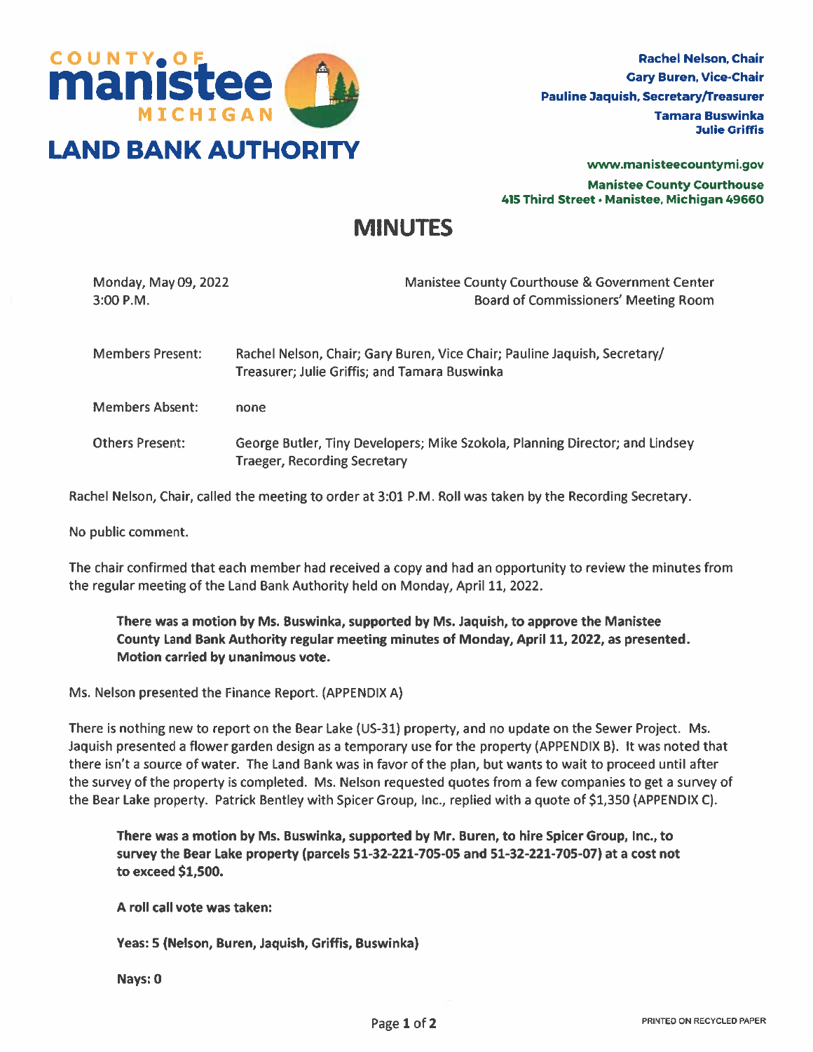# COUNTY OF manistee MICHIGAN
# LAND BANK AUTHORITY

**Rachel Nelson, Chair**
**Gary Buren, Vice-Chair**
**Pauline Jaquish, Secretary/Treasurer**
**Tamara Buswinka**
**Julie Griffis**

**www.manisteecountymi.gov**
**Manistee County Courthouse**
**415 Third Street • Manistee, Michigan 49660**

# MINUTES

Monday, May 09, 2022
3:00 P.M.

Manistee County Courthouse & Government Center
Board of Commissioners' Meeting Room

Members Present: Rachel Nelson, Chair; Gary Buren, Vice Chair; Pauline Jaquish, Secretary/Treasurer; Julie Griffis; and Tamara Buswinka

Members Absent: none

Others Present: George Butler, Tiny Developers; Mike Szokola, Planning Director; and Lindsey Traeger, Recording Secretary

Rachel Nelson, Chair, called the meeting to order at 3:01 P.M. Roll was taken by the Recording Secretary.

No public comment.

The chair confirmed that each member had received a copy and had an opportunity to review the minutes from the regular meeting of the Land Bank Authority held on Monday, April 11, 2022.

> **There was a motion by Ms. Buswinka, supported by Ms. Jaquish, to approve the Manistee County Land Bank Authority regular meeting minutes of Monday, April 11, 2022, as presented. Motion carried by unanimous vote.**

Ms. Nelson presented the Finance Report. (APPENDIX A)

There is nothing new to report on the Bear Lake (US-31) property, and no update on the Sewer Project. Ms. Jaquish presented a flower garden design as a temporary use for the property (APPENDIX B). It was noted that there isn't a source of water. The Land Bank was in favor of the plan, but wants to wait to proceed until after the survey of the property is completed. Ms. Nelson requested quotes from a few companies to get a survey of the Bear Lake property. Patrick Bentley with Spicer Group, Inc., replied with a quote of $1,350 (APPENDIX C).

> **There was a motion by Ms. Buswinka, supported by Mr. Buren, to hire Spicer Group, Inc., to survey the Bear Lake property (parcels 51-32-221-705-05 and 51-32-221-705-07) at a cost not to exceed $1,500.**
>
> **A roll call vote was taken:**
>
> **Yeas: 5 (Nelson, Buren, Jaquish, Griffis, Buswinka)**
>
> **Nays: 0**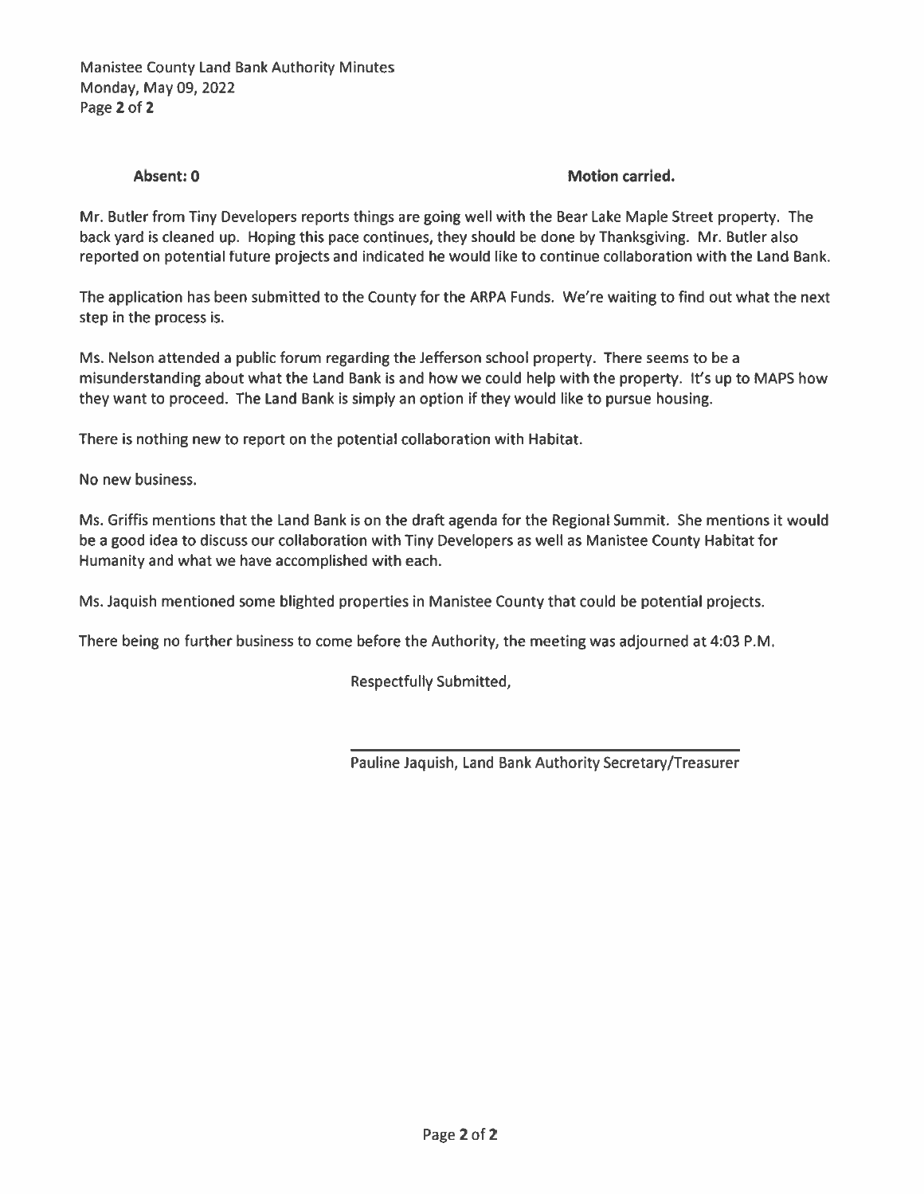**Absent: 0** **Motion carried.**

Mr. Butler from Tiny Developers reports things are going well with the Bear Lake Maple Street property. The back yard is cleaned up. Hoping this pace continues, they should be done by Thanksgiving. Mr. Butler also reported on potential future projects and indicated he would like to continue collaboration with the Land Bank.

The application has been submitted to the County for the ARPA Funds. We're waiting to find out what the next step in the process is.

Ms. Nelson attended a public forum regarding the Jefferson school property. There seems to be a misunderstanding about what the Land Bank is and how we could help with the property. It's up to MAPS how they want to proceed. The Land Bank is simply an option if they would like to pursue housing.

There is nothing new to report on the potential collaboration with Habitat.

No new business.

Ms. Griffis mentions that the Land Bank is on the draft agenda for the Regional Summit. She mentions it would be a good idea to discuss our collaboration with Tiny Developers as well as Manistee County Habitat for Humanity and what we have accomplished with each.

Ms. Jaquish mentioned some blighted properties in Manistee County that could be potential projects.

There being no further business to come before the Authority, the meeting was adjourned at 4:03 P.M.

Respectfully Submitted,

Pauline Jaquish, Land Bank Authority Secretary/Treasurer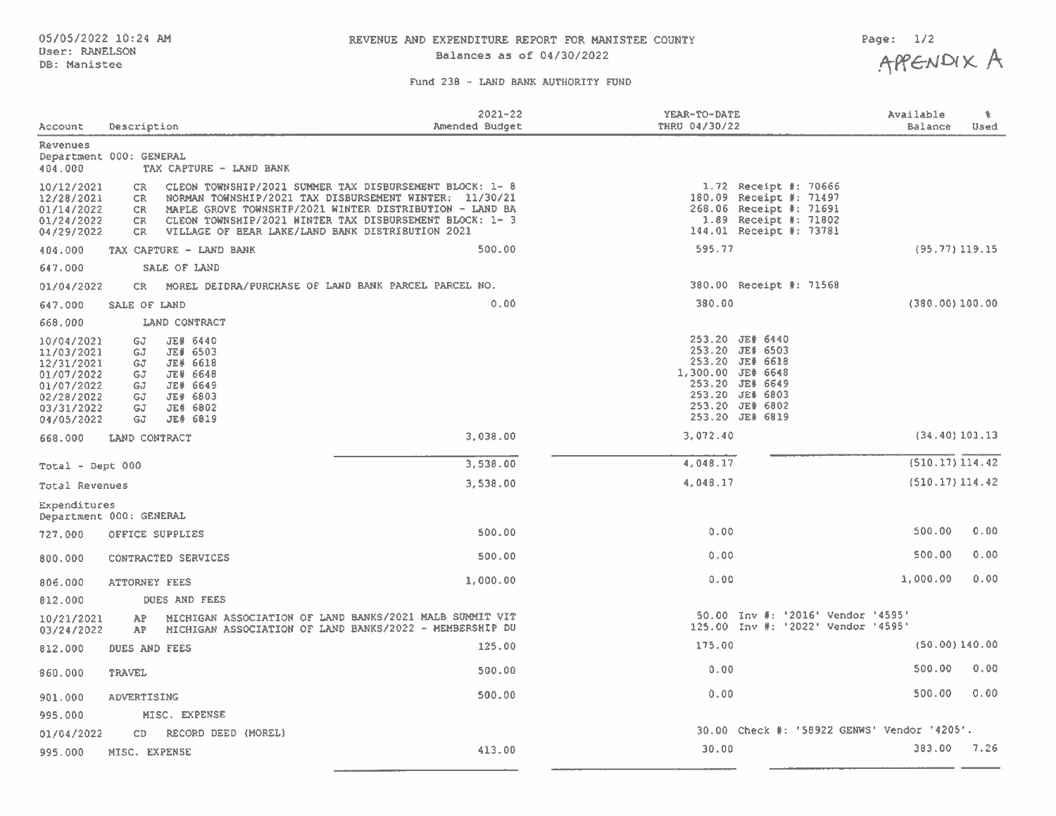05/05/2022 10:24 AM
User: RANELSON
DB: Manistee

# REVENUE AND EXPENDITURE REPORT FOR MANISTEE COUNTY

Balances as of 04/30/2022

APPENDIX A

## Fund 238 - LAND BANK AUTHORITY FUND

| Account | Description | 2021-22 Amended Budget | YEAR-TO-DATE THRU 04/30/22 | Available Balance | % Used |
|---|---|---|---|---|---|
| **Revenues** | | | | | |
| Department 000: GENERAL | | | | | |
| 404.000 | TAX CAPTURE - LAND BANK | | | | |
| 10/12/2021 | CR CLEON TOWNSHIP/2021 SUMMER TAX DISBURSEMENT BLOCK: 1- 8 | | 1.72 Receipt #: 70666 | | |
| 12/28/2021 | CR NORMAN TOWNSHIP/2021 TAX DISBURSEMENT WINTER: 11/30/21 | | 180.09 Receipt #: 71497 | | |
| 01/14/2022 | CR MAPLE GROVE TOWNSHIP/2021 WINTER DISTRIBUTION - LAND BA | | 268.06 Receipt #: 71691 | | |
| 01/24/2022 | CR CLEON TOWNSHIP/2021 WINTER TAX DISBURSEMENT BLOCK: 1- 3 | | 1.89 Receipt #: 71802 | | |
| 04/29/2022 | CR VILLAGE OF BEAR LAKE/LAND BANK DISTRIBUTION 2021 | | 144.01 Receipt #: 73781 | | |
| 404.000 | TAX CAPTURE - LAND BANK | 500.00 | 595.77 | (95.77) | 119.15 |
| 647.000 | SALE OF LAND | | | | |
| 01/04/2022 | CR MOREL DEIDRA/PURCHASE OF LAND BANK PARCEL PARCEL NO. | | 380.00 Receipt #: 71568 | | |
| 647.000 | SALE OF LAND | 0.00 | 380.00 | (380.00) | 100.00 |
| 668.000 | LAND CONTRACT | | | | |
| 10/04/2021 | GJ JE# 6440 | | 253.20 JE# 6440 | | |
| 11/03/2021 | GJ JE# 6503 | | 253.20 JE# 6503 | | |
| 12/31/2021 | GJ JE# 6618 | | 253.20 JE# 6618 | | |
| 01/07/2022 | GJ JE# 6648 | | 1,300.00 JE# 6648 | | |
| 01/07/2022 | GJ JE# 6649 | | 253.20 JE# 6649 | | |
| 02/28/2022 | GJ JE# 6803 | | 253.20 JE# 6803 | | |
| 03/31/2022 | GJ JE# 6802 | | 253.20 JE# 6802 | | |
| 04/05/2022 | GJ JE# 6819 | | 253.20 JE# 6819 | | |
| 668.000 | LAND CONTRACT | 3,038.00 | 3,072.40 | (34.40) | 101.13 |
| Total - Dept 000 | | 3,538.00 | 4,048.17 | (510.17) | 114.42 |
| Total Revenues | | 3,538.00 | 4,048.17 | (510.17) | 114.42 |
| **Expenditures** | | | | | |
| Department 000: GENERAL | | | | | |
| 727.000 | OFFICE SUPPLIES | 500.00 | 0.00 | 500.00 | 0.00 |
| 800.000 | CONTRACTED SERVICES | 500.00 | 0.00 | 500.00 | 0.00 |
| 806.000 | ATTORNEY FEES | 1,000.00 | 0.00 | 1,000.00 | 0.00 |
| 812.000 | DUES AND FEES | | | | |
| 10/21/2021 | AP MICHIGAN ASSOCIATION OF LAND BANKS/2021 MALB SUMMIT VIT | | 50.00 Inv #: '2016' Vendor '4595' | | |
| 03/24/2022 | AP MICHIGAN ASSOCIATION OF LAND BANKS/2022 - MEMBERSHIP DU | | 125.00 Inv #: '2022' Vendor '4595' | | |
| 812.000 | DUES AND FEES | 125.00 | 175.00 | (50.00) | 140.00 |
| 860.000 | TRAVEL | 500.00 | 0.00 | 500.00 | 0.00 |
| 901.000 | ADVERTISING | 500.00 | 0.00 | 500.00 | 0.00 |
| 995.000 | MISC. EXPENSE | | | | |
| 01/04/2022 | CD RECORD DEED (MOREL) | | 30.00 Check #: '58922 GENWS' Vendor '4205'. | | |
| 995.000 | MISC. EXPENSE | 413.00 | 30.00 | 383.00 | 7.26 |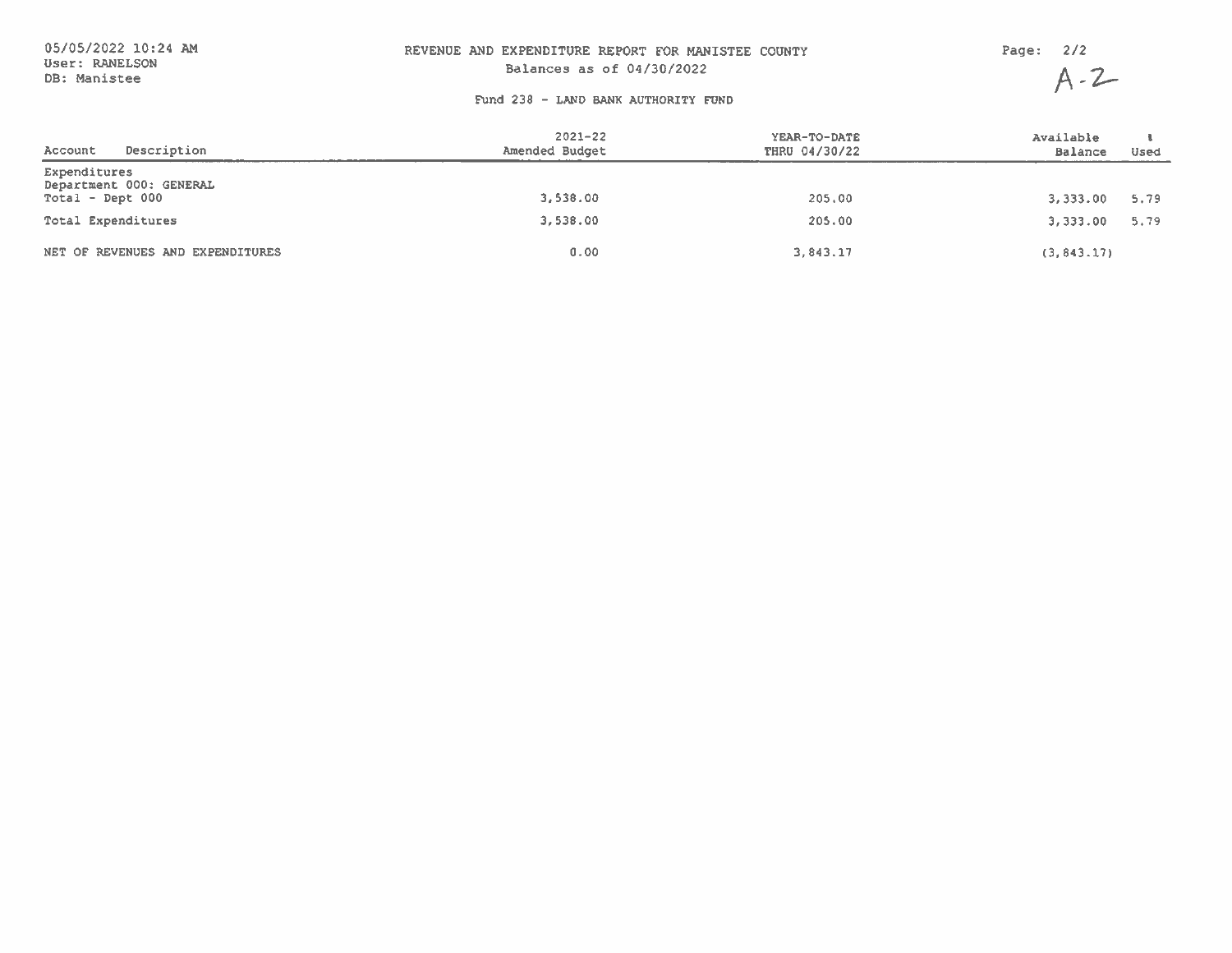05/05/2022 10:24 AM
User: RANELSON
DB: Manistee

# REVENUE AND EXPENDITURE REPORT FOR MANISTEE COUNTY

Balances as of 04/30/2022

A-2

## Fund 238 - LAND BANK AUTHORITY FUND

| Account Description | 2021-22 Amended Budget | YEAR-TO-DATE THRU 04/30/22 | Available Balance | % Used |
|---|---|---|---|---|
| Expenditures | | | | |
| Department 000: GENERAL | | | | |
| Total - Dept 000 | 3,538.00 | 205.00 | 3,333.00 | 5.79 |
| Total Expenditures | 3,538.00 | 205.00 | 3,333.00 | 5.79 |
| NET OF REVENUES AND EXPENDITURES | 0.00 | 3,843.17 | (3,843.17) | |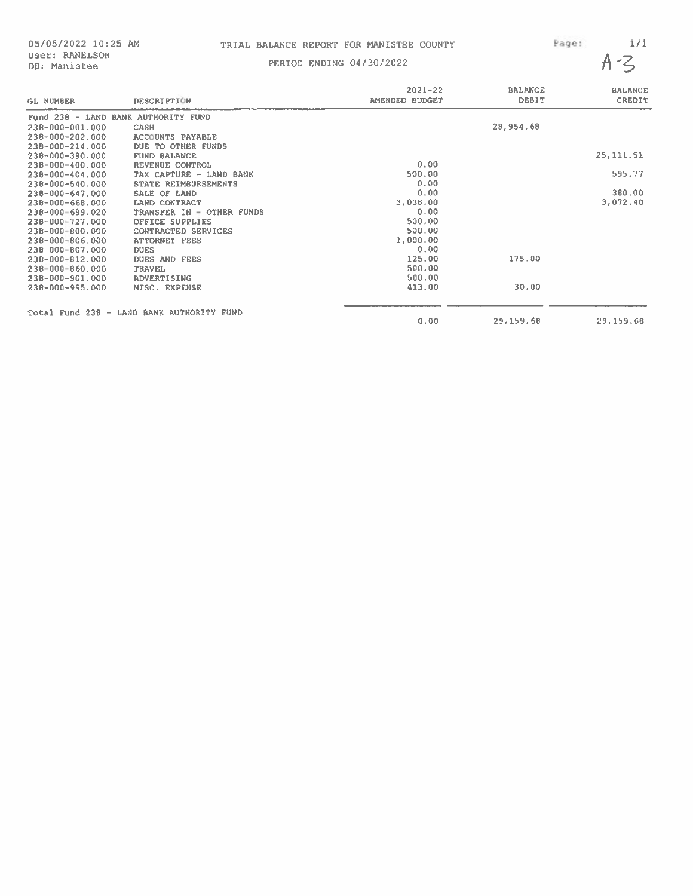05/05/2022 10:25 AM
User: RANELSON
DB: Manistee

# TRIAL BALANCE REPORT FOR MANISTEE COUNTY

PERIOD ENDING 04/30/2022

A-3

| GL NUMBER | DESCRIPTION | 2021-22 AMENDED BUDGET | BALANCE DEBIT | BALANCE CREDIT |
|---|---|---|---|---|
| Fund 238 - LAND BANK AUTHORITY FUND | | | | |
| 238-000-001.000 | CASH | | 28,954.68 | |
| 238-000-202.000 | ACCOUNTS PAYABLE | | | |
| 238-000-214.000 | DUE TO OTHER FUNDS | | | |
| 238-000-390.000 | FUND BALANCE | | | 25,111.51 |
| 238-000-400.000 | REVENUE CONTROL | 0.00 | | |
| 238-000-404.000 | TAX CAPTURE - LAND BANK | 500.00 | | 595.77 |
| 238-000-540.000 | STATE REIMBURSEMENTS | 0.00 | | |
| 238-000-647.000 | SALE OF LAND | 0.00 | | 380.00 |
| 238-000-668.000 | LAND CONTRACT | 3,038.00 | | 3,072.40 |
| 238-000-699.020 | TRANSFER IN - OTHER FUNDS | 0.00 | | |
| 238-000-727.000 | OFFICE SUPPLIES | 500.00 | | |
| 238-000-800.000 | CONTRACTED SERVICES | 500.00 | | |
| 238-000-806.000 | ATTORNEY FEES | 1,000.00 | | |
| 238-000-807.000 | DUES | 0.00 | | |
| 238-000-812.000 | DUES AND FEES | 125.00 | 175.00 | |
| 238-000-860.000 | TRAVEL | 500.00 | | |
| 238-000-901.000 | ADVERTISING | 500.00 | | |
| 238-000-995.000 | MISC. EXPENSE | 413.00 | 30.00 | |
| Total Fund 238 - LAND BANK AUTHORITY FUND | | 0.00 | 29,159.68 | 29,159.68 |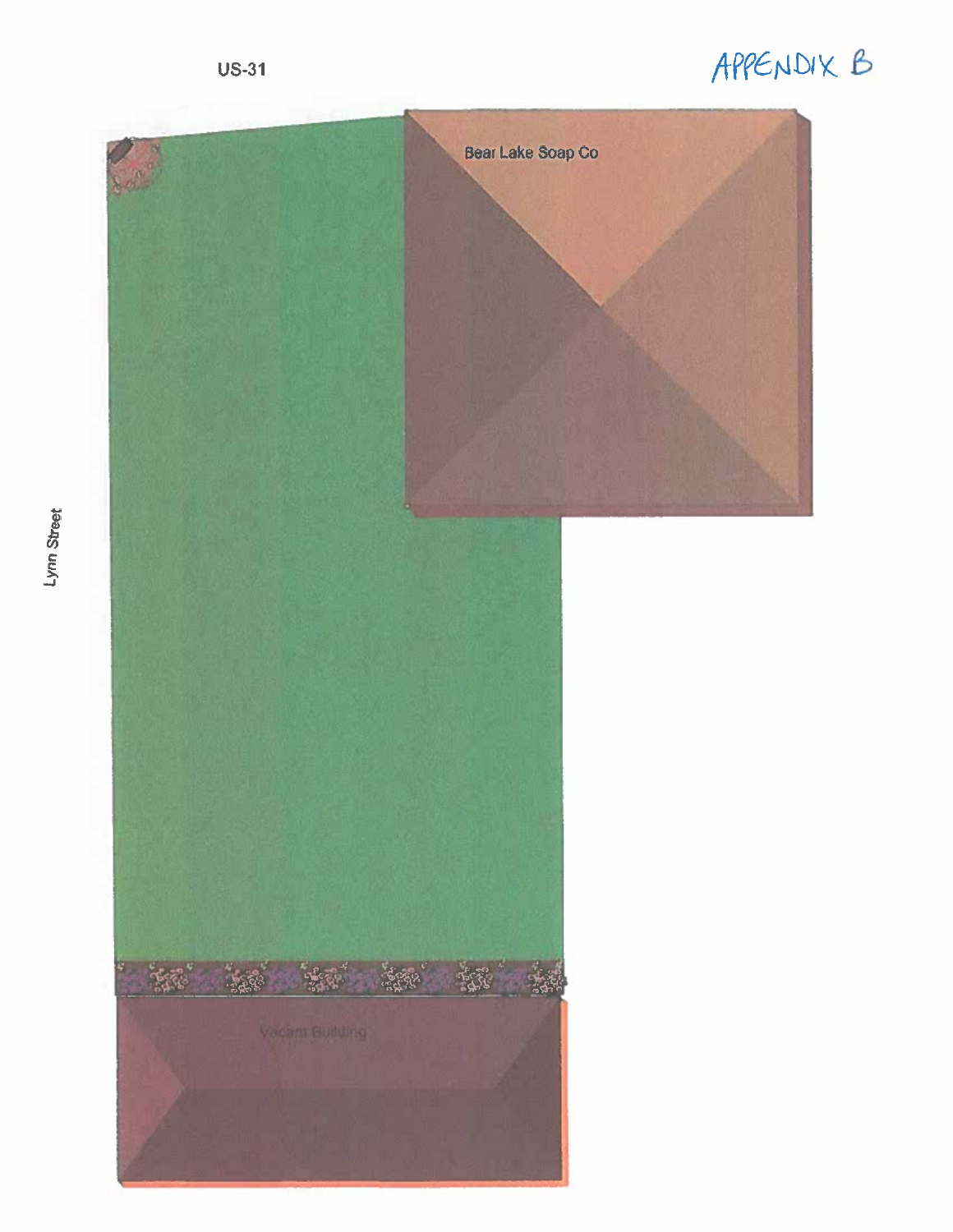APPENDIX B

US-31

Bear Lake Soap Co

Lynn Street

Vacant Building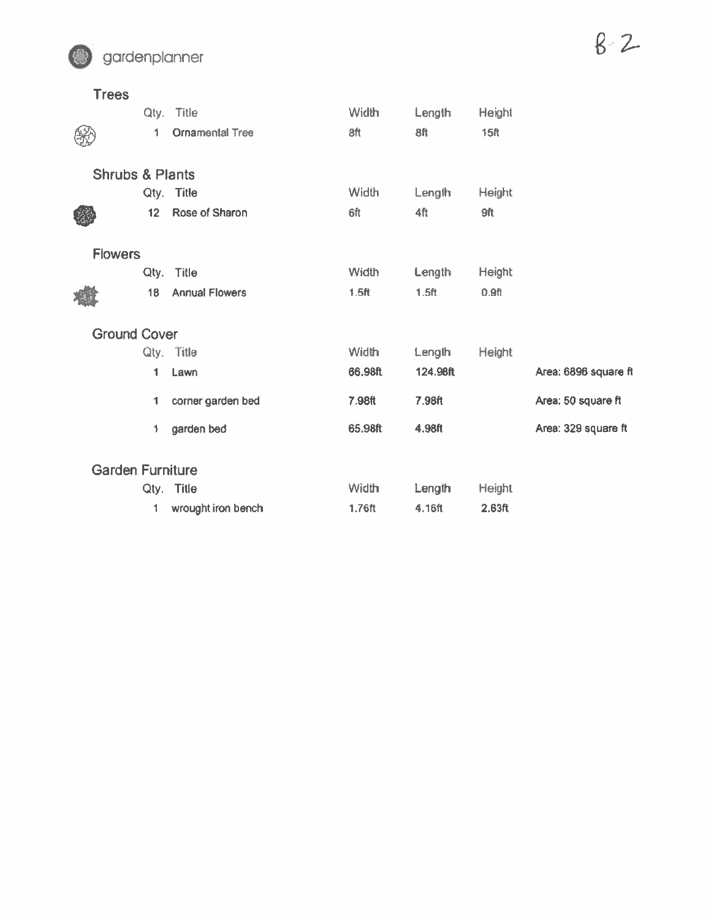B-2

gardenplanner

## Trees

| Qty. | Title | Width | Length | Height |
|---|---|---|---|---|
| 1 | Ornamental Tree | 8ft | 8ft | 15ft |

## Shrubs & Plants

| Qty. | Title | Width | Length | Height |
|---|---|---|---|---|
| 12 | Rose of Sharon | 6ft | 4ft | 9ft |

## Flowers

| Qty. | Title | Width | Length | Height |
|---|---|---|---|---|
| 18 | Annual Flowers | 1.5ft | 1.5ft | 0.9ft |

## Ground Cover

| Qty. | Title | Width | Length | Height | |
|---|---|---|---|---|---|
| 1 | Lawn | 66.98ft | 124.98ft | | Area: 6896 square ft |
| 1 | corner garden bed | 7.98ft | 7.98ft | | Area: 50 square ft |
| 1 | garden bed | 65.98ft | 4.98ft | | Area: 329 square ft |

## Garden Furniture

| Qty. | Title | Width | Length | Height |
|---|---|---|---|---|
| 1 | wrought iron bench | 1.76ft | 4.16ft | 2.63ft |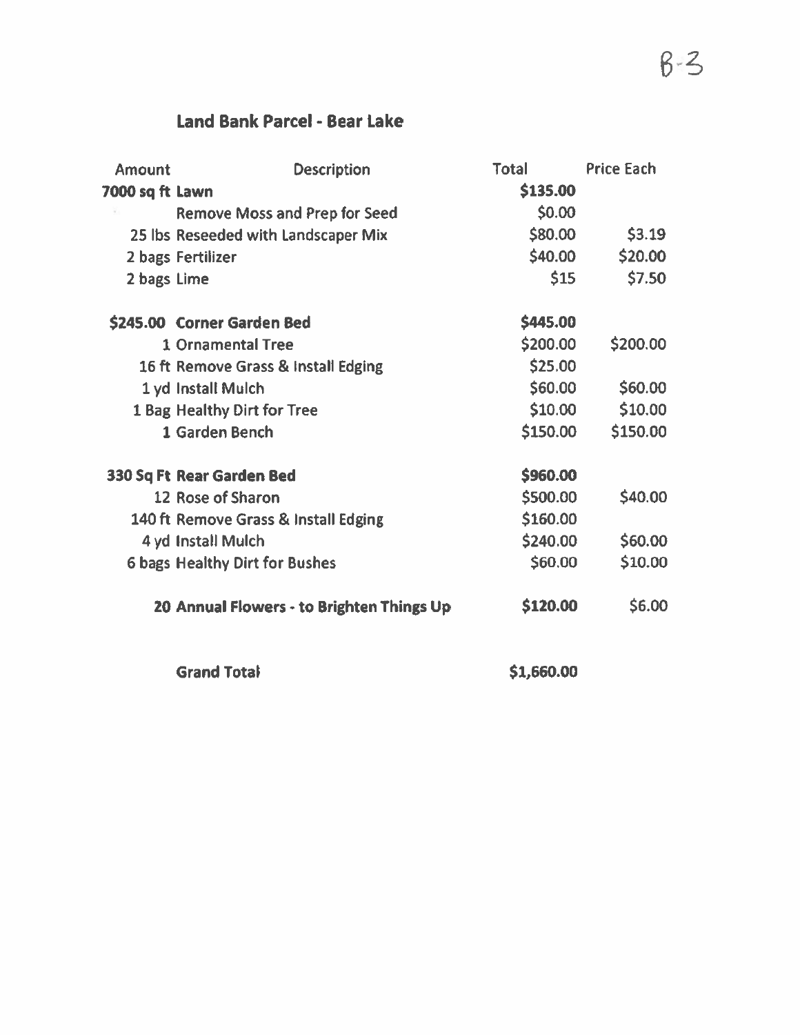B-3

## Land Bank Parcel - Bear Lake

| Amount | Description | Total | Price Each |
|---|---|---|---|
| **7000 sq ft** | **Lawn** | **$135.00** | |
| | Remove Moss and Prep for Seed | $0.00 | |
| 25 lbs | Reseeded with Landscaper Mix | $80.00 | $3.19 |
| 2 bags | Fertilizer | $40.00 | $20.00 |
| 2 bags | Lime | $15 | $7.50 |
| | | | |
| **$245.00** | **Corner Garden Bed** | **$445.00** | |
| 1 | Ornamental Tree | $200.00 | $200.00 |
| 16 ft | Remove Grass & Install Edging | $25.00 | |
| 1 yd | Install Mulch | $60.00 | $60.00 |
| 1 Bag | Healthy Dirt for Tree | $10.00 | $10.00 |
| 1 | Garden Bench | $150.00 | $150.00 |
| | | | |
| **330 Sq Ft** | **Rear Garden Bed** | **$960.00** | |
| 12 | Rose of Sharon | $500.00 | $40.00 |
| 140 ft | Remove Grass & Install Edging | $160.00 | |
| 4 yd | Install Mulch | $240.00 | $60.00 |
| 6 bags | Healthy Dirt for Bushes | $60.00 | $10.00 |
| | | | |
| **20** | **Annual Flowers - to Brighten Things Up** | **$120.00** | $6.00 |
| | | | |
| | **Grand Total** | **$1,660.00** | |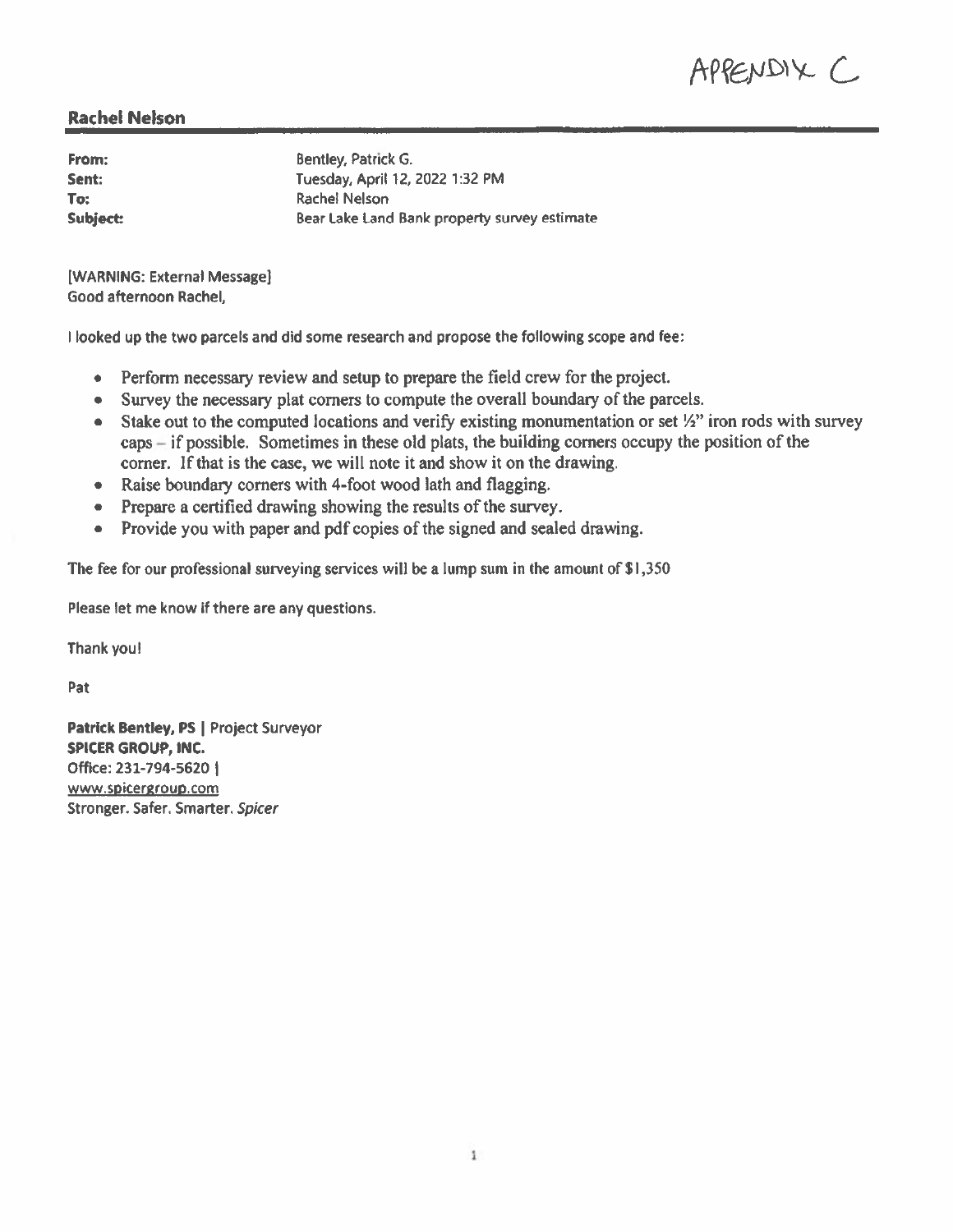APPENDIX C

**Rachel Nelson**

| | |
|---|---|
| **From:** | Bentley, Patrick G. |
| **Sent:** | Tuesday, April 12, 2022 1:32 PM |
| **To:** | Rachel Nelson |
| **Subject:** | Bear Lake Land Bank property survey estimate |

[WARNING: External Message]
Good afternoon Rachel,

I looked up the two parcels and did some research and propose the following scope and fee:

- Perform necessary review and setup to prepare the field crew for the project.
- Survey the necessary plat corners to compute the overall boundary of the parcels.
- Stake out to the computed locations and verify existing monumentation or set ½" iron rods with survey caps – if possible. Sometimes in these old plats, the building corners occupy the position of the corner. If that is the case, we will note it and show it on the drawing.
- Raise boundary corners with 4-foot wood lath and flagging.
- Prepare a certified drawing showing the results of the survey.
- Provide you with paper and pdf copies of the signed and sealed drawing.

The fee for our professional surveying services will be a lump sum in the amount of $1,350

Please let me know if there are any questions.

Thank you!

Pat

**Patrick Bentley, PS** | Project Surveyor
**SPICER GROUP, INC.**
Office: 231-794-5620 |
www.spicergroup.com
Stronger. Safer. Smarter. *Spicer*